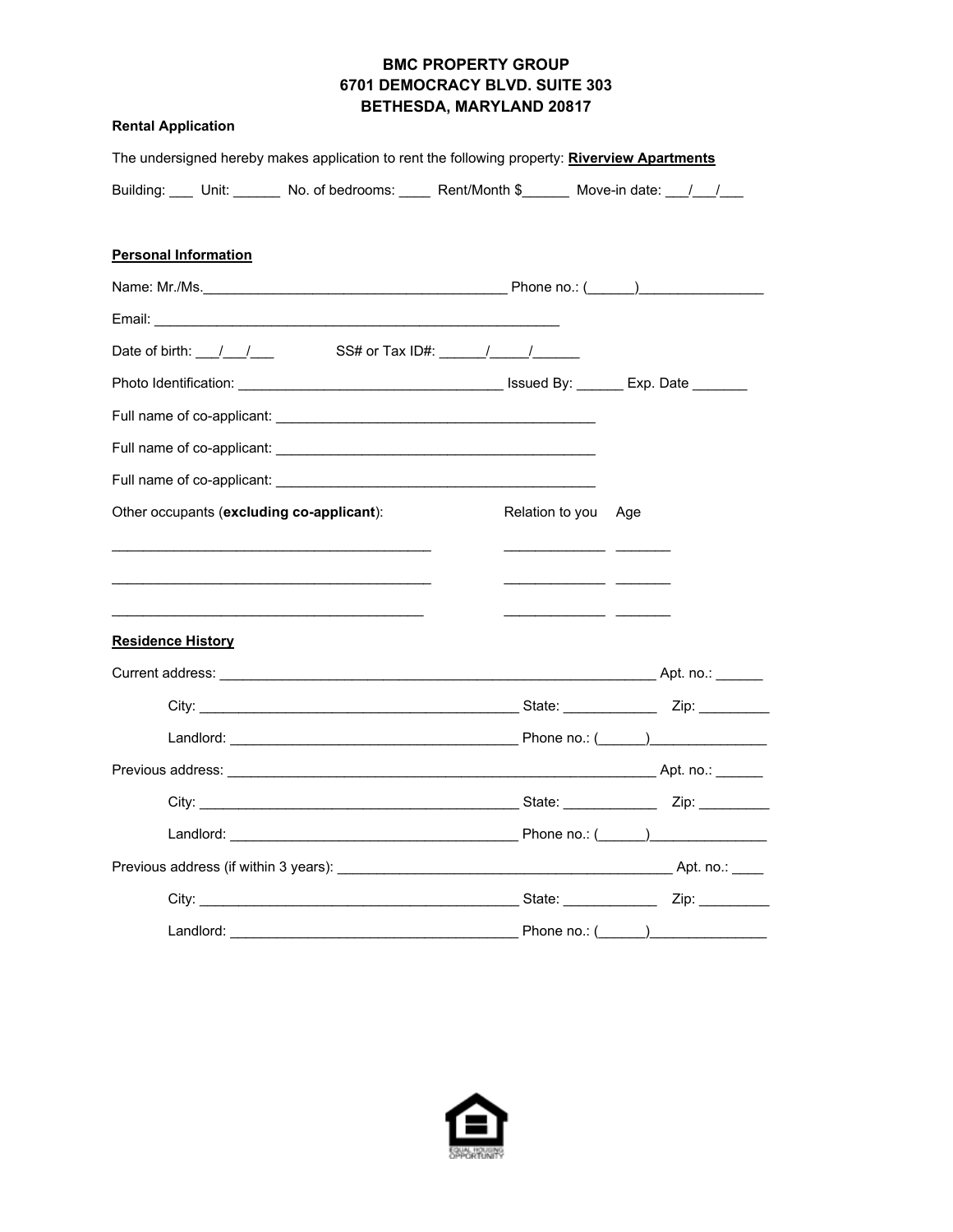**BMC PROPERTY GROUP**
**6701 DEMOCRACY BLVD. SUITE 303**
**BETHESDA, MARYLAND 20817**

**Rental Application**

The undersigned hereby makes application to rent the following property: **Riverview Apartments**

Building: ___ Unit: ______ No. of bedrooms: ____ Rent/Month $______ Move-in date: ___/___/___

**Personal Information**

Name: Mr./Ms.______________________________________ Phone no.: (______)________________

Email: ______________________________________________________

Date of birth: ___/___/___ SS# or Tax ID#: ______/_____/______

Photo Identification: _________________________________ Issued By: ______ Exp. Date _______

Full name of co-applicant: ________________________________________

Full name of co-applicant: ________________________________________

Full name of co-applicant: ________________________________________

Other occupants (**excluding co-applicant**): Relation to you Age

________________________________________ _____________ _______

________________________________________ _____________ _______

_______________________________________ _____________ _______

**Residence History**

Current address: _____________________________________________________ Apt. no.: ______

City: ________________________________________ State: ____________ Zip: _________

Landlord: ____________________________________ Phone no.: (______)_______________

Previous address: _____________________________________________________ Apt. no.: ______

City: ________________________________________ State: ____________ Zip: _________

Landlord: ____________________________________ Phone no.: (______)_______________

Previous address (if within 3 years): __________________________________________ Apt. no.: ____

City: ________________________________________ State: ____________ Zip: _________

Landlord: ____________________________________ Phone no.: (______)_______________

EQUAL HOUSING OPPORTUNITY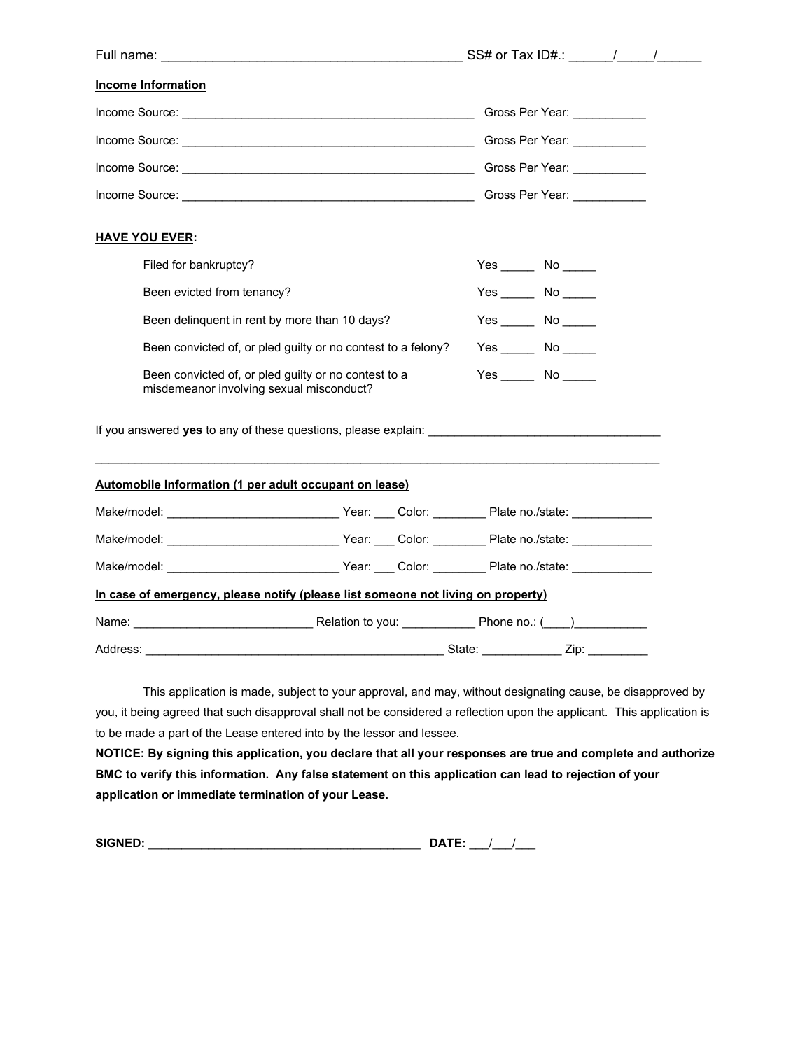Full name: ___________________________________________ SS# or Tax ID#.: ______/_____/______

**Income Information**

Income Source: _____________________________________________ Gross Per Year: ___________

Income Source: _____________________________________________ Gross Per Year: ___________

Income Source: _____________________________________________ Gross Per Year: ___________

Income Source: _____________________________________________ Gross Per Year: ___________

**HAVE YOU EVER:**

| | | |
|---|---|---|
| Filed for bankruptcy? | Yes _____ | No _____ |
| Been evicted from tenancy? | Yes _____ | No _____ |
| Been delinquent in rent by more than 10 days? | Yes _____ | No _____ |
| Been convicted of, or pled guilty or no contest to a felony? | Yes _____ | No _____ |
| Been convicted of, or pled guilty or no contest to a misdemeanor involving sexual misconduct? | Yes _____ | No _____ |

If you answered **yes** to any of these questions, please explain: ___________________________________

_____________________________________________________________________________________

**Automobile Information (1 per adult occupant on lease)**

Make/model: __________________________ Year: ___ Color: ________ Plate no./state: ____________

Make/model: __________________________ Year: ___ Color: ________ Plate no./state: ____________

Make/model: __________________________ Year: ___ Color: ________ Plate no./state: ____________

**In case of emergency, please notify (please list someone not living on property)**

Name: ___________________________ Relation to you: ___________ Phone no.: (____)___________

Address: ______________________________________________ State: ____________ Zip: _________

This application is made, subject to your approval, and may, without designating cause, be disapproved by you, it being agreed that such disapproval shall not be considered a reflection upon the applicant. This application is to be made a part of the Lease entered into by the lessor and lessee.

**NOTICE: By signing this application, you declare that all your responses are true and complete and authorize BMC to verify this information. Any false statement on this application can lead to rejection of your application or immediate termination of your Lease.**

**SIGNED:** ________________________________________ **DATE:** ___/___/___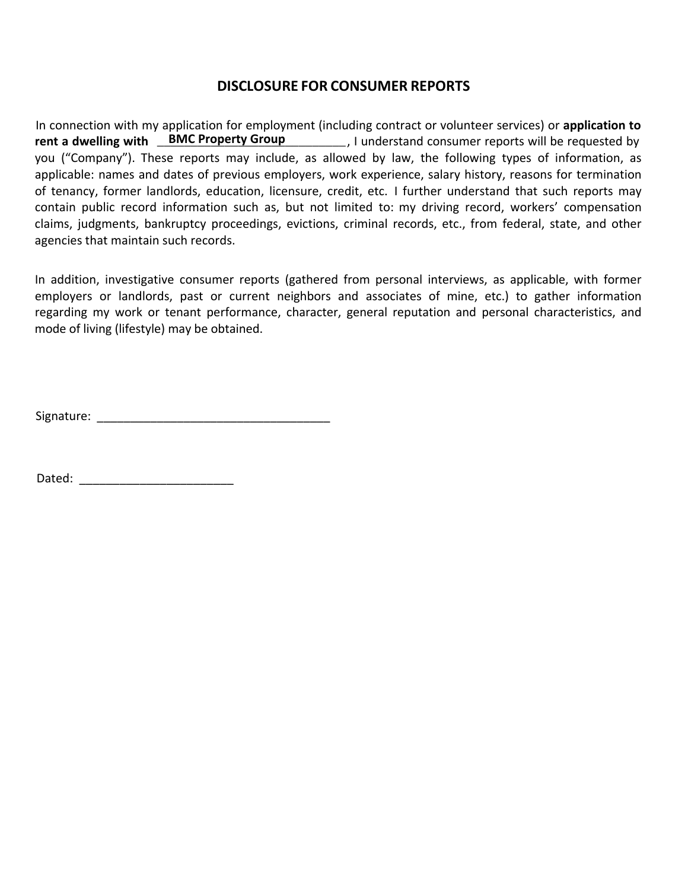## DISCLOSURE FOR CONSUMER REPORTS

In connection with my application for employment (including contract or volunteer services) or **application to rent a dwelling with** __**BMC Property Group**__________, I understand consumer reports will be requested by you ("Company"). These reports may include, as allowed by law, the following types of information, as applicable: names and dates of previous employers, work experience, salary history, reasons for termination of tenancy, former landlords, education, licensure, credit, etc. I further understand that such reports may contain public record information such as, but not limited to: my driving record, workers' compensation claims, judgments, bankruptcy proceedings, evictions, criminal records, etc., from federal, state, and other agencies that maintain such records.

In addition, investigative consumer reports (gathered from personal interviews, as applicable, with former employers or landlords, past or current neighbors and associates of mine, etc.) to gather information regarding my work or tenant performance, character, general reputation and personal characteristics, and mode of living (lifestyle) may be obtained.

Signature: ___________________________________

Dated: _______________________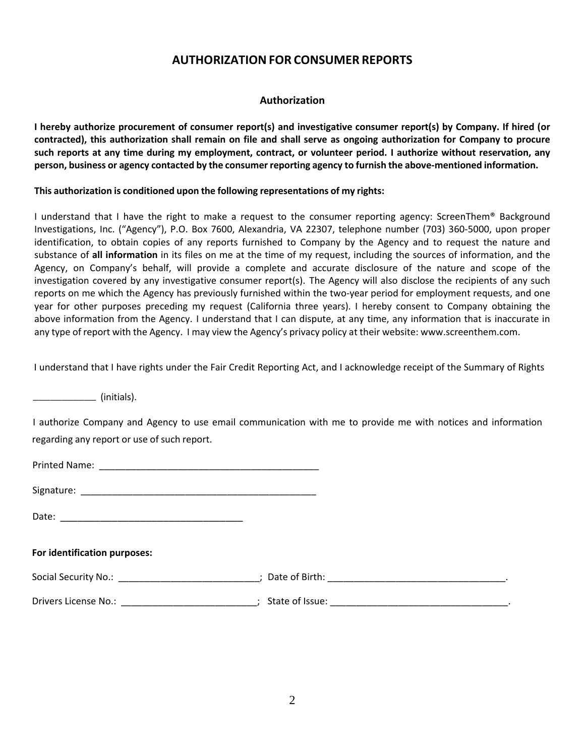# AUTHORIZATION FOR CONSUMER REPORTS

## Authorization

**I hereby authorize procurement of consumer report(s) and investigative consumer report(s) by Company. If hired (or contracted), this authorization shall remain on file and shall serve as ongoing authorization for Company to procure such reports at any time during my employment, contract, or volunteer period. I authorize without reservation, any person, business or agency contacted by the consumer reporting agency to furnish the above-mentioned information.**

**This authorization is conditioned upon the following representations of my rights:**

I understand that I have the right to make a request to the consumer reporting agency: ScreenThem® Background Investigations, Inc. ("Agency"), P.O. Box 7600, Alexandria, VA 22307, telephone number (703) 360-5000, upon proper identification, to obtain copies of any reports furnished to Company by the Agency and to request the nature and substance of **all information** in its files on me at the time of my request, including the sources of information, and the Agency, on Company's behalf, will provide a complete and accurate disclosure of the nature and scope of the investigation covered by any investigative consumer report(s). The Agency will also disclose the recipients of any such reports on me which the Agency has previously furnished within the two-year period for employment requests, and one year for other purposes preceding my request (California three years). I hereby consent to Company obtaining the above information from the Agency. I understand that I can dispute, at any time, any information that is inaccurate in any type of report with the Agency. I may view the Agency's privacy policy at their website: www.screenthem.com.

I understand that I have rights under the Fair Credit Reporting Act, and I acknowledge receipt of the Summary of Rights

____________ (initials).

I authorize Company and Agency to use email communication with me to provide me with notices and information regarding any report or use of such report.

Printed Name: ___________________________________________

Signature: ______________________________________________

Date: ___________________________________

**For identification purposes:**

Social Security No.: ___________________________; Date of Birth: __________________________________.

Drivers License No.: __________________________; State of Issue: __________________________________.